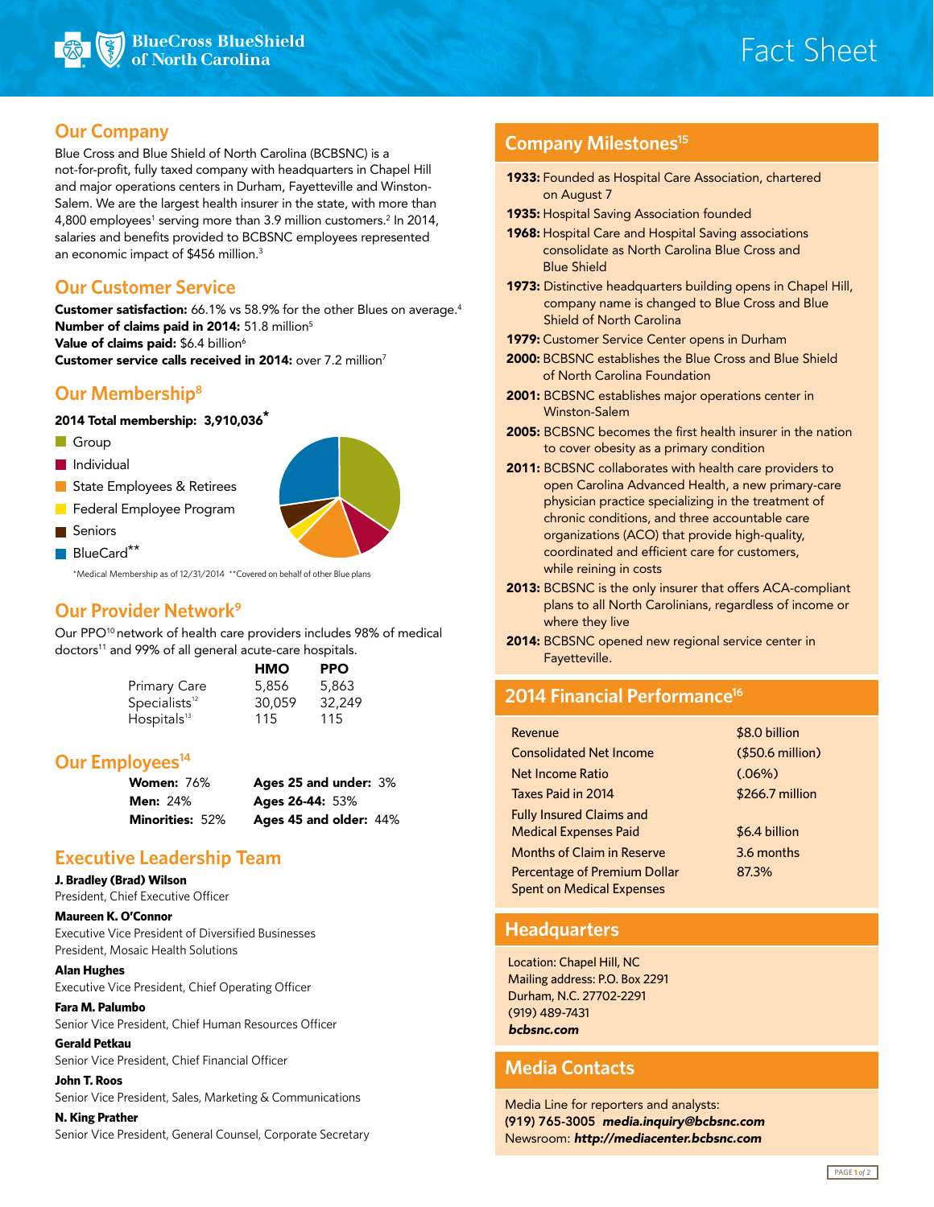# Fact Sheet

BlueCross BlueShield of North Carolina

## Our Company

Blue Cross and Blue Shield of North Carolina (BCBSNC) is a not-for-profit, fully taxed company with headquarters in Chapel Hill and major operations centers in Durham, Fayetteville and Winston-Salem. We are the largest health insurer in the state, with more than 4,800 employees[1] serving more than 3.9 million customers.[2] In 2014, salaries and benefits provided to BCBSNC employees represented an economic impact of $456 million.[3]

## Our Customer Service

**Customer satisfaction:** 66.1% vs 58.9% for the other Blues on average.[4]
**Number of claims paid in 2014:** 51.8 million[5]
**Value of claims paid:** $6.4 billion[6]
**Customer service calls received in 2014:** over 7.2 million[7]

## Our Membership[8]

**2014 Total membership: 3,910,036***

- Group
- Individual
- State Employees & Retirees
- Federal Employee Program
- Seniors
- BlueCard**

*Medical Membership as of 12/31/2014 **Covered on behalf of other Blue plans

## Our Provider Network[9]

Our PPO[10] network of health care providers includes 98% of medical doctors[11] and 99% of all general acute-care hospitals.

| | HMO | PPO |
|---|---|---|
| Primary Care | 5,856 | 5,863 |
| Specialists[12] | 30,059 | 32,249 |
| Hospitals[13] | 115 | 115 |

## Our Employees[14]

| | |
|---|---|
| **Women:** 76% | **Ages 25 and under:** 3% |
| **Men:** 24% | **Ages 26-44:** 53% |
| **Minorities:** 52% | **Ages 45 and older:** 44% |

## Executive Leadership Team

**J. Bradley (Brad) Wilson**
President, Chief Executive Officer

**Maureen K. O'Connor**
Executive Vice President of Diversified Businesses
President, Mosaic Health Solutions

**Alan Hughes**
Executive Vice President, Chief Operating Officer

**Fara M. Palumbo**
Senior Vice President, Chief Human Resources Officer

**Gerald Petkau**
Senior Vice President, Chief Financial Officer

**John T. Roos**
Senior Vice President, Sales, Marketing & Communications

**N. King Prather**
Senior Vice President, General Counsel, Corporate Secretary

## Company Milestones[15]

- **1933:** Founded as Hospital Care Association, chartered on August 7
- **1935:** Hospital Saving Association founded
- **1968:** Hospital Care and Hospital Saving associations consolidate as North Carolina Blue Cross and Blue Shield
- **1973:** Distinctive headquarters building opens in Chapel Hill, company name is changed to Blue Cross and Blue Shield of North Carolina
- **1979:** Customer Service Center opens in Durham
- **2000:** BCBSNC establishes the Blue Cross and Blue Shield of North Carolina Foundation
- **2001:** BCBSNC establishes major operations center in Winston-Salem
- **2005:** BCBSNC becomes the first health insurer in the nation to cover obesity as a primary condition
- **2011:** BCBSNC collaborates with health care providers to open Carolina Advanced Health, a new primary-care physician practice specializing in the treatment of chronic conditions, and three accountable care organizations (ACO) that provide high-quality, coordinated and efficient care for customers, while reining in costs
- **2013:** BCBSNC is the only insurer that offers ACA-compliant plans to all North Carolinians, regardless of income or where they live
- **2014:** BCBSNC opened new regional service center in Fayetteville.

## 2014 Financial Performance[16]

| | |
|---|---|
| Revenue | $8.0 billion |
| Consolidated Net Income | ($50.6 million) |
| Net Income Ratio | (.06%) |
| Taxes Paid in 2014 | $266.7 million |
| Fully Insured Claims and Medical Expenses Paid | $6.4 billion |
| Months of Claim in Reserve | 3.6 months |
| Percentage of Premium Dollar Spent on Medical Expenses | 87.3% |

## Headquarters

Location: Chapel Hill, NC
Mailing address: P.O. Box 2291
Durham, N.C. 27702-2291
(919) 489-7431
***bcbsnc.com***

## Media Contacts

Media Line for reporters and analysts:
**(919) 765-3005** ***media.inquiry@bcbsnc.com***
Newsroom: ***http://mediacenter.bcbsnc.com***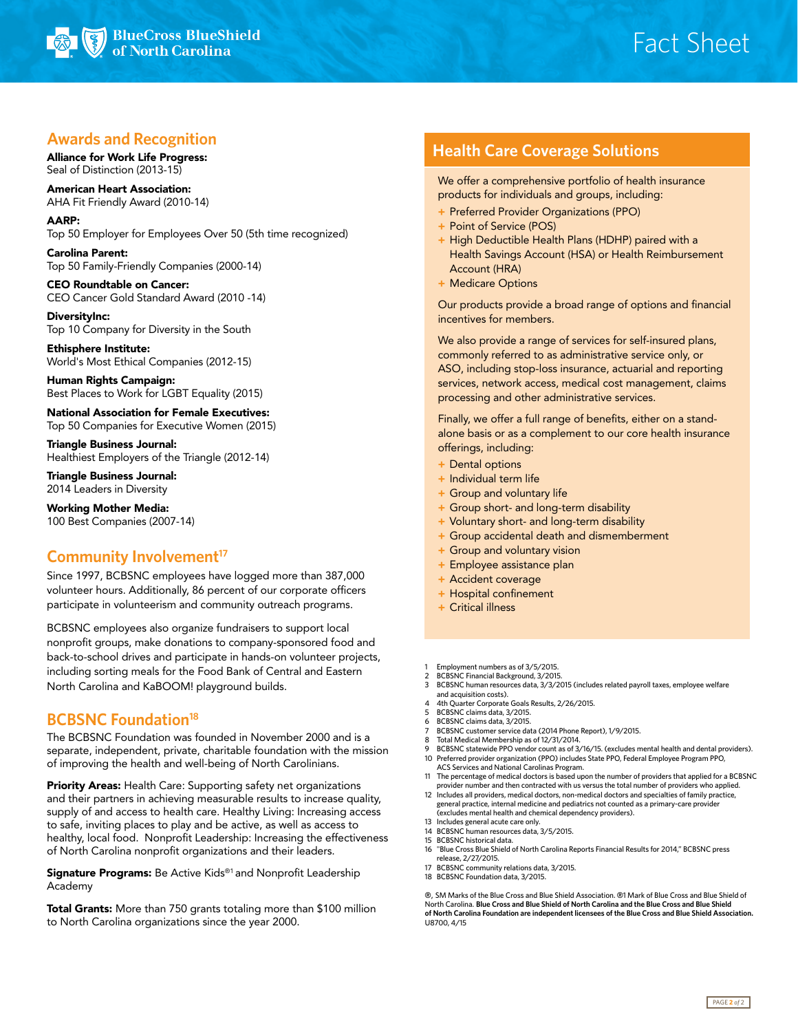BlueCross BlueShield of North Carolina

# Fact Sheet

## Awards and Recognition

**Alliance for Work Life Progress:**
Seal of Distinction (2013-15)

**American Heart Association:**
AHA Fit Friendly Award (2010-14)

**AARP:**
Top 50 Employer for Employees Over 50 (5th time recognized)

**Carolina Parent:**
Top 50 Family-Friendly Companies (2000-14)

**CEO Roundtable on Cancer:**
CEO Cancer Gold Standard Award (2010 -14)

**DiversityInc:**
Top 10 Company for Diversity in the South

**Ethisphere Institute:**
World's Most Ethical Companies (2012-15)

**Human Rights Campaign:**
Best Places to Work for LGBT Equality (2015)

**National Association for Female Executives:**
Top 50 Companies for Executive Women (2015)

**Triangle Business Journal:**
Healthiest Employers of the Triangle (2012-14)

**Triangle Business Journal:**
2014 Leaders in Diversity

**Working Mother Media:**
100 Best Companies (2007-14)

## Community Involvement[17]

Since 1997, BCBSNC employees have logged more than 387,000 volunteer hours. Additionally, 86 percent of our corporate officers participate in volunteerism and community outreach programs.

BCBSNC employees also organize fundraisers to support local nonprofit groups, make donations to company-sponsored food and back-to-school drives and participate in hands-on volunteer projects, including sorting meals for the Food Bank of Central and Eastern North Carolina and KaBOOM! playground builds.

## BCBSNC Foundation[18]

The BCBSNC Foundation was founded in November 2000 and is a separate, independent, private, charitable foundation with the mission of improving the health and well-being of North Carolinians.

**Priority Areas:** Health Care: Supporting safety net organizations and their partners in achieving measurable results to increase quality, supply of and access to health care. Healthy Living: Increasing access to safe, inviting places to play and be active, as well as access to healthy, local food. Nonprofit Leadership: Increasing the effectiveness of North Carolina nonprofit organizations and their leaders.

**Signature Programs:** Be Active Kids®[1] and Nonprofit Leadership Academy

**Total Grants:** More than 750 grants totaling more than $100 million to North Carolina organizations since the year 2000.

## Health Care Coverage Solutions

We offer a comprehensive portfolio of health insurance products for individuals and groups, including:

+ Preferred Provider Organizations (PPO)
+ Point of Service (POS)
+ High Deductible Health Plans (HDHP) paired with a Health Savings Account (HSA) or Health Reimbursement Account (HRA)
+ Medicare Options

Our products provide a broad range of options and financial incentives for members.

We also provide a range of services for self-insured plans, commonly referred to as administrative service only, or ASO, including stop-loss insurance, actuarial and reporting services, network access, medical cost management, claims processing and other administrative services.

Finally, we offer a full range of benefits, either on a stand-alone basis or as a complement to our core health insurance offerings, including:

+ Dental options
+ Individual term life
+ Group and voluntary life
+ Group short- and long-term disability
+ Voluntary short- and long-term disability
+ Group accidental death and dismemberment
+ Group and voluntary vision
+ Employee assistance plan
+ Accident coverage
+ Hospital confinement
+ Critical illness

1 Employment numbers as of 3/5/2015.
2 BCBSNC Financial Background, 3/2015.
3 BCBSNC human resources data, 3/3/2015 (includes related payroll taxes, employee welfare and acquisition costs).
4 4th Quarter Corporate Goals Results, 2/26/2015.
5 BCBSNC claims data, 3/2015.
6 BCBSNC claims data, 3/2015.
7 BCBSNC customer service data (2014 Phone Report), 1/9/2015.
8 Total Medical Membership as of 12/31/2014.
9 BCBSNC statewide PPO vendor count as of 3/16/15. (excludes mental health and dental providers).
10 Preferred provider organization (PPO) includes State PPO, Federal Employee Program PPO, ACS Services and National Carolinas Program.
11 The percentage of medical doctors is based upon the number of providers that applied for a BCBSNC provider number and then contracted with us versus the total number of providers who applied.
12 Includes all providers, medical doctors, non-medical doctors and specialties of family practice, general practice, internal medicine and pediatrics not counted as a primary-care provider (excludes mental health and chemical dependency providers).
13 Includes general acute care only.
14 BCBSNC human resources data, 3/5/2015.
15 BCBSNC historical data.
16 "Blue Cross Blue Shield of North Carolina Reports Financial Results for 2014," BCBSNC press release, 2/27/2015.
17 BCBSNC community relations data, 3/2015.
18 BCBSNC Foundation data, 3/2015.

®, SM Marks of the Blue Cross and Blue Shield Association. ®1 Mark of Blue Cross and Blue Shield of North Carolina. **Blue Cross and Blue Shield of North Carolina and the Blue Cross and Blue Shield of North Carolina Foundation are independent licensees of the Blue Cross and Blue Shield Association.** U8700, 4/15